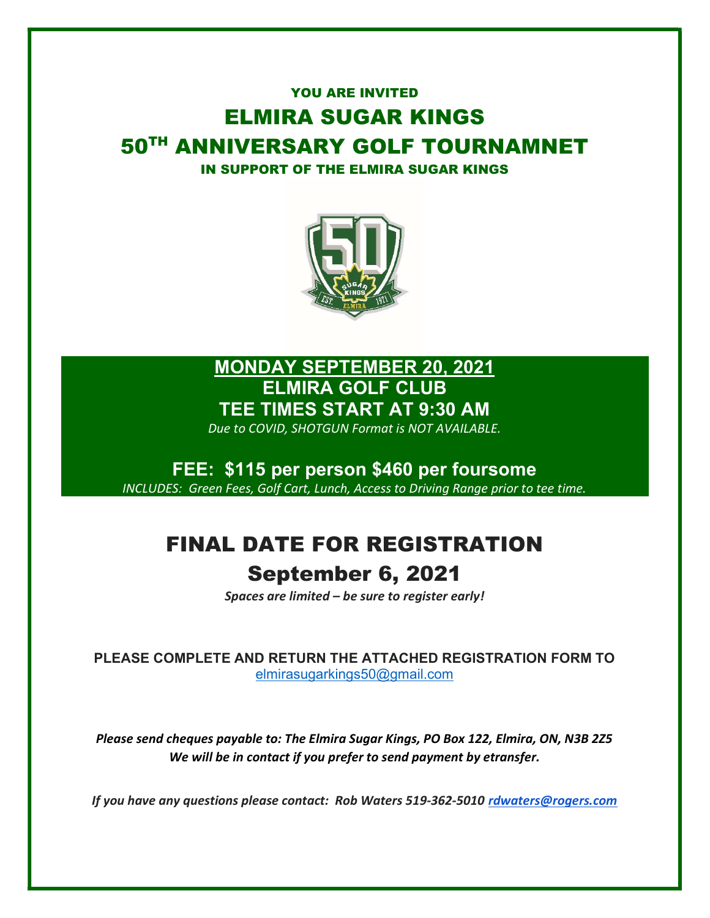YOU ARE INVITED

# ELMIRA SUGAR KINGS

# 50TH ANNIVERSARY GOLF TOURNAMNET

IN SUPPORT OF THE ELMIRA SUGAR KINGS

**MONDAY SEPTEMBER 20, 2021**

**ELMIRA GOLF CLUB**

**TEE TIMES START AT 9:30 AM**

*Due to COVID, SHOTGUN Format is NOT AVAILABLE.*

**FEE: $115 per person $460 per foursome**

*INCLUDES: Green Fees, Golf Cart, Lunch, Access to Driving Range prior to tee time.*

## FINAL DATE FOR REGISTRATION

## September 6, 2021

***Spaces are limited – be sure to register early!***

**PLEASE COMPLETE AND RETURN THE ATTACHED REGISTRATION FORM TO**
elmirasugarkings50@gmail.com

***Please send cheques payable to: The Elmira Sugar Kings, PO Box 122, Elmira, ON, N3B 2Z5***
***We will be in contact if you prefer to send payment by etransfer.***

***If you have any questions please contact: Rob Waters 519-362-5010 rdwaters@rogers.com***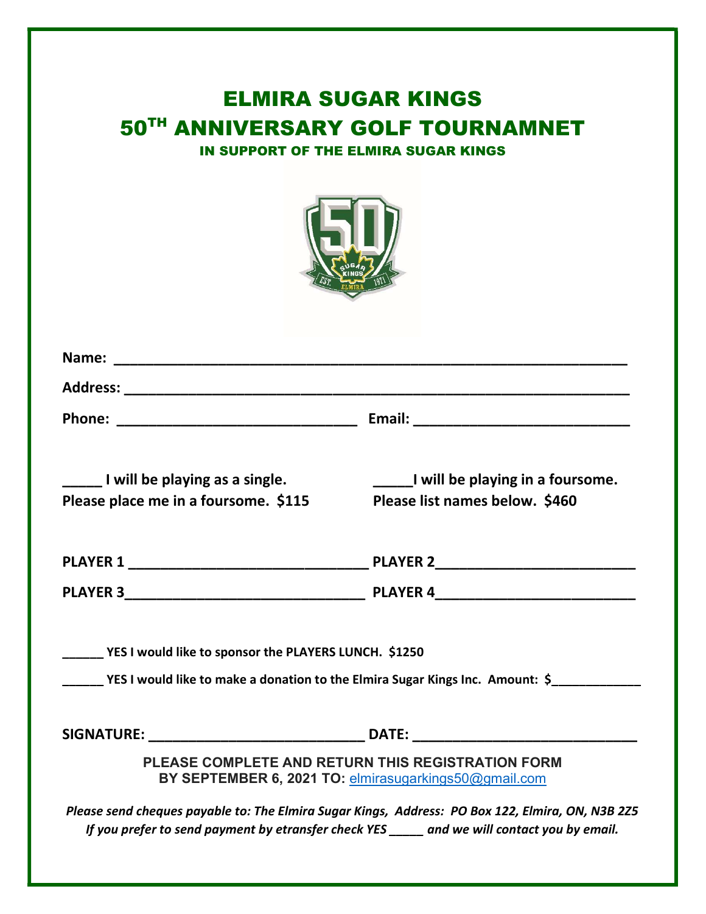# ELMIRA SUGAR KINGS
# 50TH ANNIVERSARY GOLF TOURNAMNET

### IN SUPPORT OF THE ELMIRA SUGAR KINGS

**Name:** ______________________________________________________________

**Address:** ____________________________________________________________

**Phone:** ______________________________ **Email:** ___________________________

**_____ I will be playing as a single. Please place me in a foursome. $115**

**_____I will be playing in a foursome. Please list names below. $460**

**PLAYER 1** ______________________________ **PLAYER 2**_________________________

**PLAYER 3**______________________________ **PLAYER 4**_________________________

**______ YES I would like to sponsor the PLAYERS LUNCH. $1250**

**______ YES I would like to make a donation to the Elmira Sugar Kings Inc. Amount: $____________**

**SIGNATURE:** ___________________________ **DATE:** ____________________________

**PLEASE COMPLETE AND RETURN THIS REGISTRATION FORM BY SEPTEMBER 6, 2021 TO:** elmirasugarkings50@gmail.com

*Please send cheques payable to: The Elmira Sugar Kings, Address: PO Box 122, Elmira, ON, N3B 2Z5*
*If you prefer to send payment by etransfer check YES _____ and we will contact you by email.*